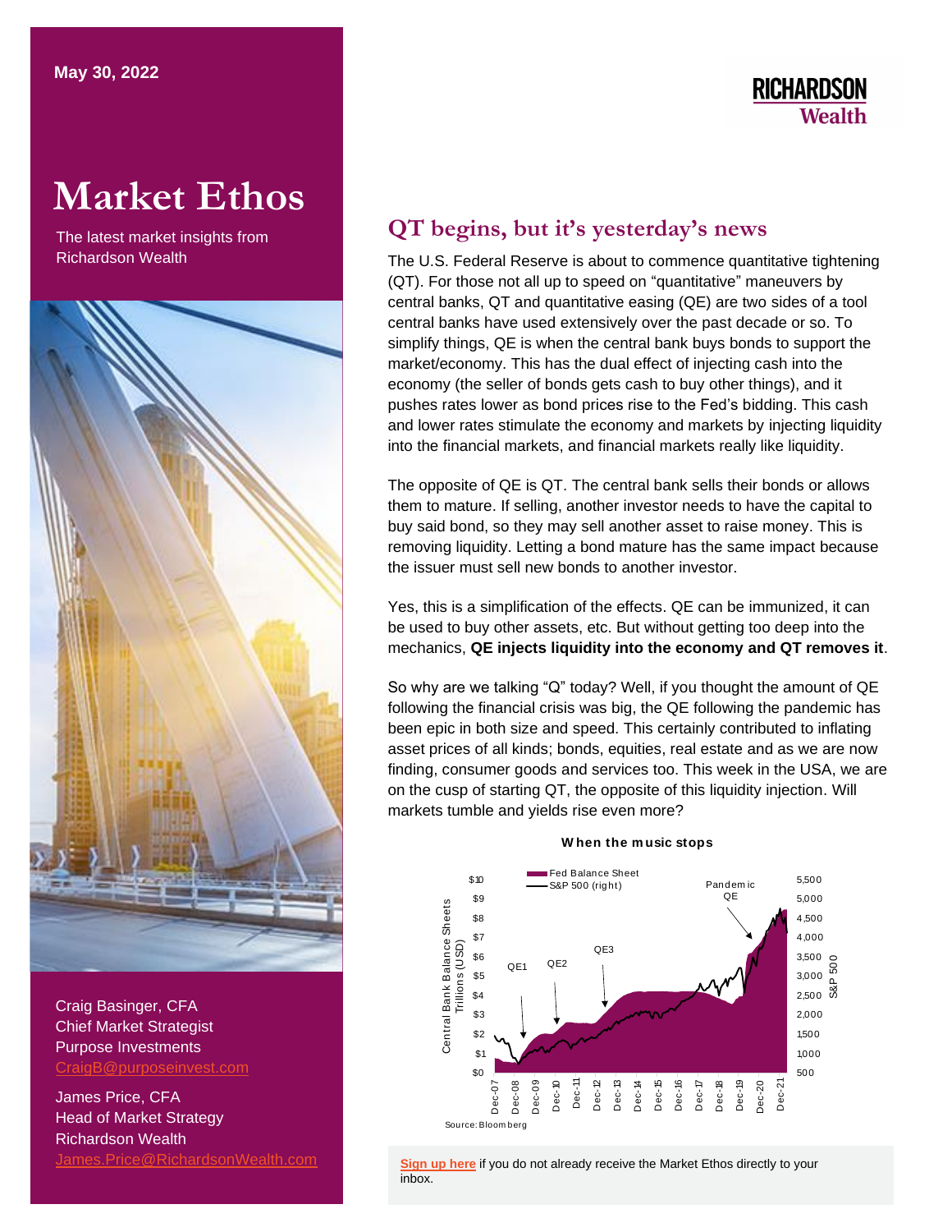May 30, 2022

RICHARDSON Wealth

# Market Ethos

The latest market insights from Richardson Wealth

Craig Basinger, CFA
Chief Market Strategist
Purpose Investments
CraigB@purposeinvest.com

James Price, CFA
Head of Market Strategy
Richardson Wealth
James.Price@RichardsonWealth.com

## QT begins, but it's yesterday's news

The U.S. Federal Reserve is about to commence quantitative tightening (QT). For those not all up to speed on "quantitative" maneuvers by central banks, QT and quantitative easing (QE) are two sides of a tool central banks have used extensively over the past decade or so. To simplify things, QE is when the central bank buys bonds to support the market/economy. This has the dual effect of injecting cash into the economy (the seller of bonds gets cash to buy other things), and it pushes rates lower as bond prices rise to the Fed's bidding. This cash and lower rates stimulate the economy and markets by injecting liquidity into the financial markets, and financial markets really like liquidity.

The opposite of QE is QT. The central bank sells their bonds or allows them to mature. If selling, another investor needs to have the capital to buy said bond, so they may sell another asset to raise money. This is removing liquidity. Letting a bond mature has the same impact because the issuer must sell new bonds to another investor.

Yes, this is a simplification of the effects. QE can be immunized, it can be used to buy other assets, etc. But without getting too deep into the mechanics, **QE injects liquidity into the economy and QT removes it**.

So why are we talking "Q" today? Well, if you thought the amount of QE following the financial crisis was big, the QE following the pandemic has been epic in both size and speed. This certainly contributed to inflating asset prices of all kinds; bonds, equities, real estate and as we are now finding, consumer goods and services too. This week in the USA, we are on the cusp of starting QT, the opposite of this liquidity injection. Will markets tumble and yields rise even more?

**When the music stops**

Source: Bloomberg

**Sign up here** if you do not already receive the Market Ethos directly to your inbox.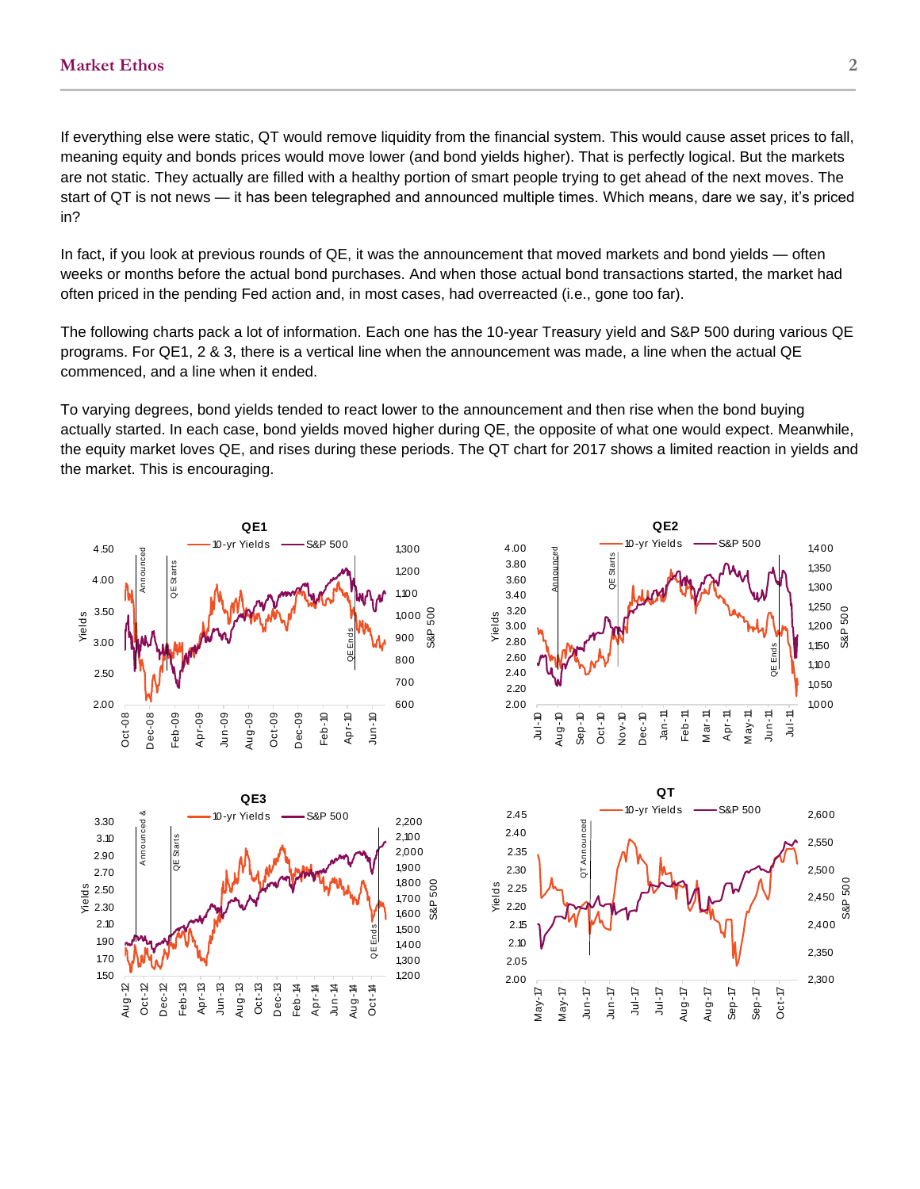If everything else were static, QT would remove liquidity from the financial system. This would cause asset prices to fall, meaning equity and bonds prices would move lower (and bond yields higher). That is perfectly logical. But the markets are not static. They actually are filled with a healthy portion of smart people trying to get ahead of the next moves. The start of QT is not news — it has been telegraphed and announced multiple times. Which means, dare we say, it's priced in?

In fact, if you look at previous rounds of QE, it was the announcement that moved markets and bond yields — often weeks or months before the actual bond purchases. And when those actual bond transactions started, the market had often priced in the pending Fed action and, in most cases, had overreacted (i.e., gone too far).

The following charts pack a lot of information. Each one has the 10-year Treasury yield and S&P 500 during various QE programs. For QE1, 2 & 3, there is a vertical line when the announcement was made, a line when the actual QE commenced, and a line when it ended.

To varying degrees, bond yields tended to react lower to the announcement and then rise when the bond buying actually started. In each case, bond yields moved higher during QE, the opposite of what one would expect. Meanwhile, the equity market loves QE, and rises during these periods. The QT chart for 2017 shows a limited reaction in yields and the market. This is encouraging.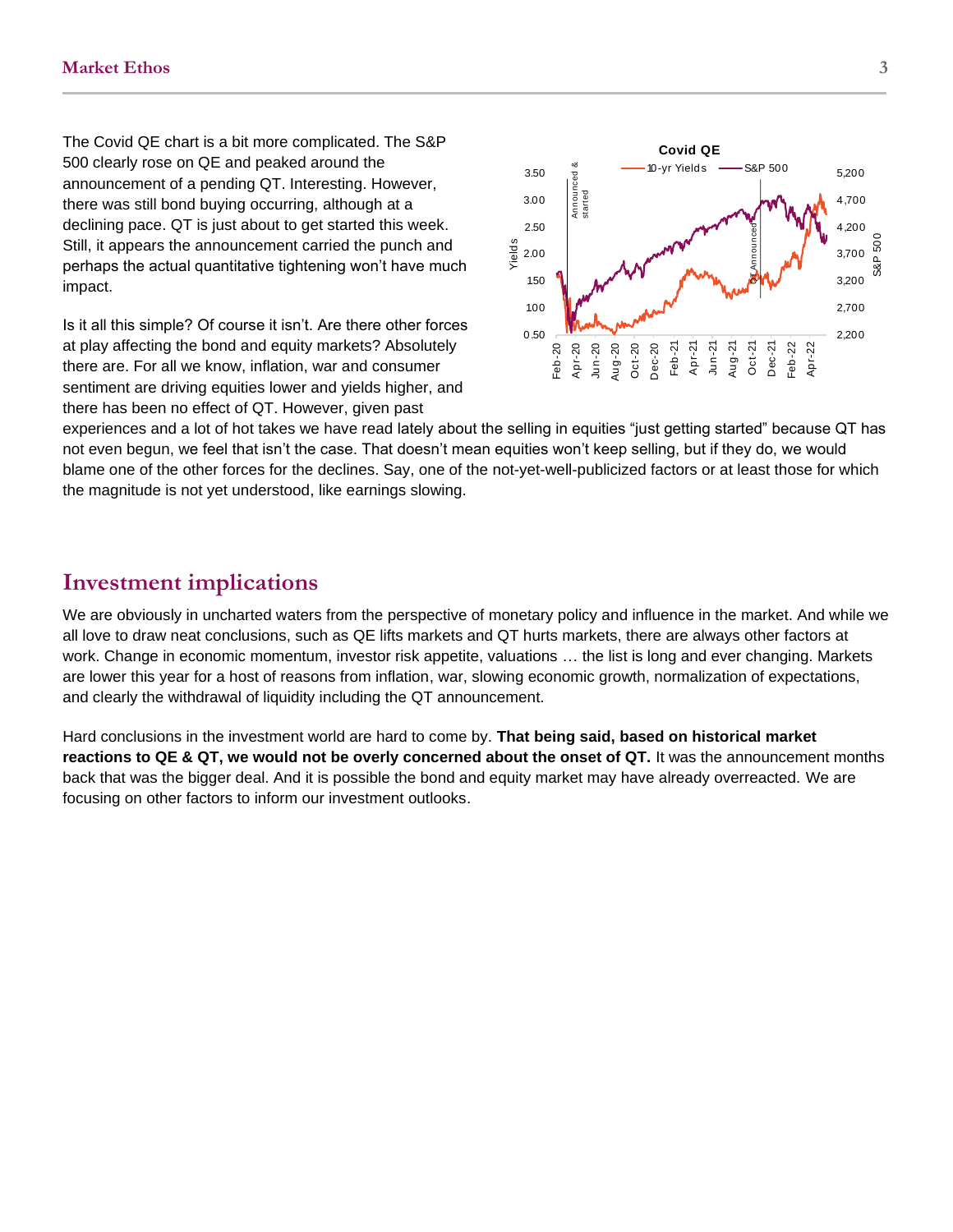The Covid QE chart is a bit more complicated. The S&P 500 clearly rose on QE and peaked around the announcement of a pending QT. Interesting. However, there was still bond buying occurring, although at a declining pace. QT is just about to get started this week. Still, it appears the announcement carried the punch and perhaps the actual quantitative tightening won't have much impact.

Is it all this simple? Of course it isn't. Are there other forces at play affecting the bond and equity markets? Absolutely there are. For all we know, inflation, war and consumer sentiment are driving equities lower and yields higher, and there has been no effect of QT. However, given past experiences and a lot of hot takes we have read lately about the selling in equities "just getting started" because QT has not even begun, we feel that isn't the case. That doesn't mean equities won't keep selling, but if they do, we would blame one of the other forces for the declines. Say, one of the not-yet-well-publicized factors or at least those for which the magnitude is not yet understood, like earnings slowing.

## Investment implications

We are obviously in uncharted waters from the perspective of monetary policy and influence in the market. And while we all love to draw neat conclusions, such as QE lifts markets and QT hurts markets, there are always other factors at work. Change in economic momentum, investor risk appetite, valuations … the list is long and ever changing. Markets are lower this year for a host of reasons from inflation, war, slowing economic growth, normalization of expectations, and clearly the withdrawal of liquidity including the QT announcement.

Hard conclusions in the investment world are hard to come by. **That being said, based on historical market reactions to QE & QT, we would not be overly concerned about the onset of QT.** It was the announcement months back that was the bigger deal. And it is possible the bond and equity market may have already overreacted. We are focusing on other factors to inform our investment outlooks.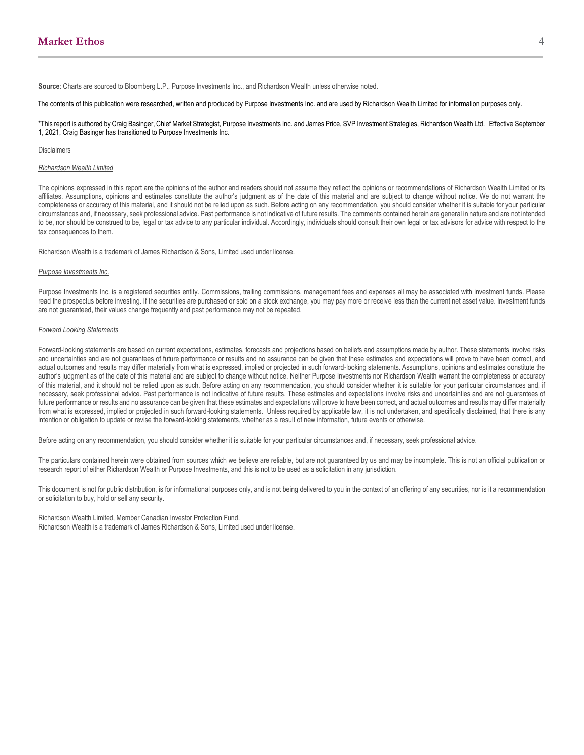**Source**: Charts are sourced to Bloomberg L.P., Purpose Investments Inc., and Richardson Wealth unless otherwise noted.

The contents of this publication were researched, written and produced by Purpose Investments Inc. and are used by Richardson Wealth Limited for information purposes only.

*This report is authored by Craig Basinger, Chief Market Strategist, Purpose Investments Inc. and James Price, SVP Investment Strategies, Richardson Wealth Ltd. Effective September 1, 2021, Craig Basinger has transitioned to Purpose Investments Inc.

Disclaimers

*Richardson Wealth Limited*

The opinions expressed in this report are the opinions of the author and readers should not assume they reflect the opinions or recommendations of Richardson Wealth Limited or its affiliates. Assumptions, opinions and estimates constitute the author's judgment as of the date of this material and are subject to change without notice. We do not warrant the completeness or accuracy of this material, and it should not be relied upon as such. Before acting on any recommendation, you should consider whether it is suitable for your particular circumstances and, if necessary, seek professional advice. Past performance is not indicative of future results. The comments contained herein are general in nature and are not intended to be, nor should be construed to be, legal or tax advice to any particular individual. Accordingly, individuals should consult their own legal or tax advisors for advice with respect to the tax consequences to them.

Richardson Wealth is a trademark of James Richardson & Sons, Limited used under license.

*Purpose Investments Inc.*

Purpose Investments Inc. is a registered securities entity. Commissions, trailing commissions, management fees and expenses all may be associated with investment funds. Please read the prospectus before investing. If the securities are purchased or sold on a stock exchange, you may pay more or receive less than the current net asset value. Investment funds are not guaranteed, their values change frequently and past performance may not be repeated.

*Forward Looking Statements*

Forward-looking statements are based on current expectations, estimates, forecasts and projections based on beliefs and assumptions made by author. These statements involve risks and uncertainties and are not guarantees of future performance or results and no assurance can be given that these estimates and expectations will prove to have been correct, and actual outcomes and results may differ materially from what is expressed, implied or projected in such forward-looking statements. Assumptions, opinions and estimates constitute the author's judgment as of the date of this material and are subject to change without notice. Neither Purpose Investments nor Richardson Wealth warrant the completeness or accuracy of this material, and it should not be relied upon as such. Before acting on any recommendation, you should consider whether it is suitable for your particular circumstances and, if necessary, seek professional advice. Past performance is not indicative of future results. These estimates and expectations involve risks and uncertainties and are not guarantees of future performance or results and no assurance can be given that these estimates and expectations will prove to have been correct, and actual outcomes and results may differ materially from what is expressed, implied or projected in such forward-looking statements. Unless required by applicable law, it is not undertaken, and specifically disclaimed, that there is any intention or obligation to update or revise the forward-looking statements, whether as a result of new information, future events or otherwise.

Before acting on any recommendation, you should consider whether it is suitable for your particular circumstances and, if necessary, seek professional advice.

The particulars contained herein were obtained from sources which we believe are reliable, but are not guaranteed by us and may be incomplete. This is not an official publication or research report of either Richardson Wealth or Purpose Investments, and this is not to be used as a solicitation in any jurisdiction.

This document is not for public distribution, is for informational purposes only, and is not being delivered to you in the context of an offering of any securities, nor is it a recommendation or solicitation to buy, hold or sell any security.

Richardson Wealth Limited, Member Canadian Investor Protection Fund.
Richardson Wealth is a trademark of James Richardson & Sons, Limited used under license.